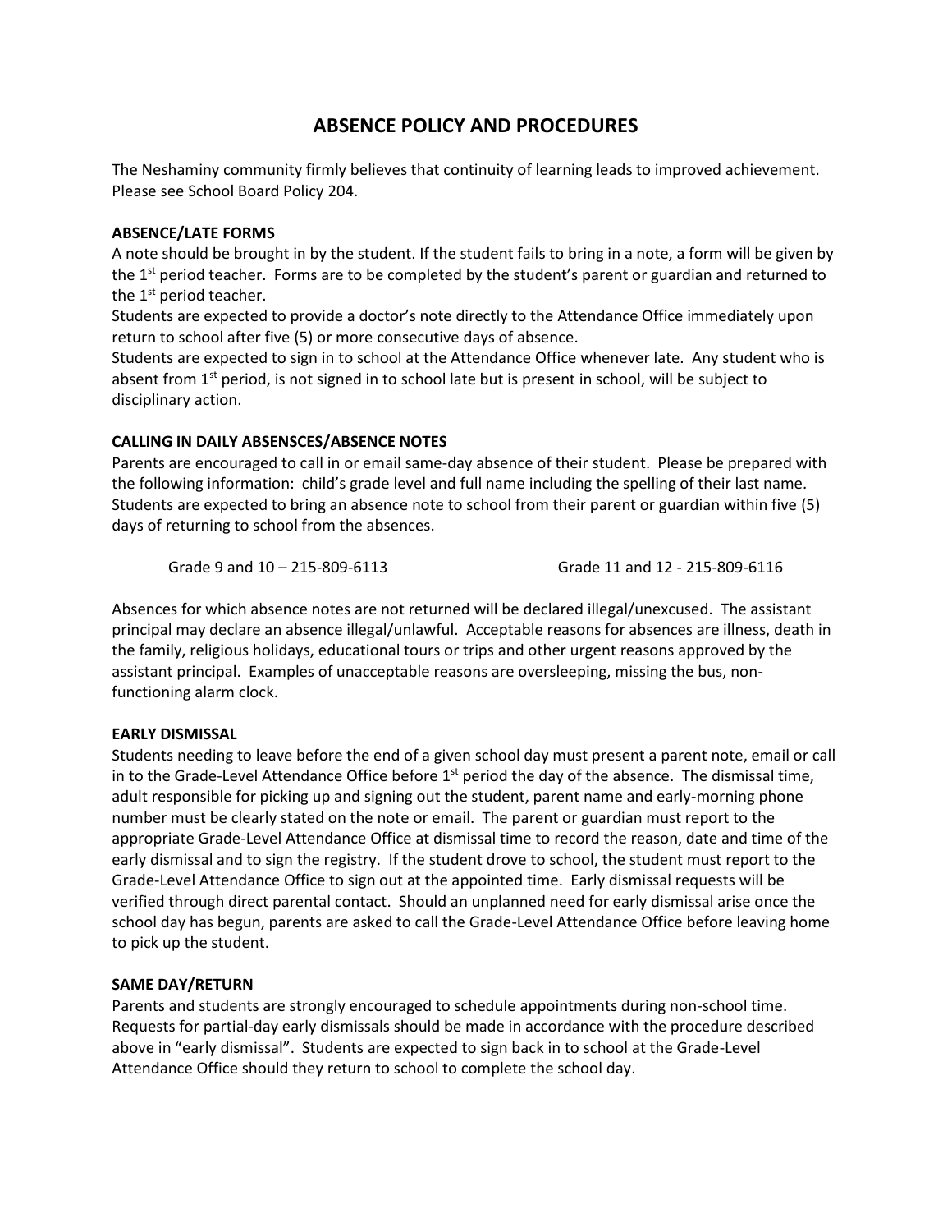# ABSENCE POLICY AND PROCEDURES

The Neshaminy community firmly believes that continuity of learning leads to improved achievement. Please see School Board Policy 204.

**ABSENCE/LATE FORMS**

A note should be brought in by the student. If the student fails to bring in a note, a form will be given by the 1st period teacher. Forms are to be completed by the student's parent or guardian and returned to the 1st period teacher.

Students are expected to provide a doctor's note directly to the Attendance Office immediately upon return to school after five (5) or more consecutive days of absence.

Students are expected to sign in to school at the Attendance Office whenever late. Any student who is absent from 1st period, is not signed in to school late but is present in school, will be subject to disciplinary action.

**CALLING IN DAILY ABSENSCES/ABSENCE NOTES**

Parents are encouraged to call in or email same-day absence of their student. Please be prepared with the following information: child's grade level and full name including the spelling of their last name. Students are expected to bring an absence note to school from their parent or guardian within five (5) days of returning to school from the absences.

Grade 9 and 10 – 215-809-6113

Grade 11 and 12 - 215-809-6116

Absences for which absence notes are not returned will be declared illegal/unexcused. The assistant principal may declare an absence illegal/unlawful. Acceptable reasons for absences are illness, death in the family, religious holidays, educational tours or trips and other urgent reasons approved by the assistant principal. Examples of unacceptable reasons are oversleeping, missing the bus, non-functioning alarm clock.

**EARLY DISMISSAL**

Students needing to leave before the end of a given school day must present a parent note, email or call in to the Grade-Level Attendance Office before 1st period the day of the absence. The dismissal time, adult responsible for picking up and signing out the student, parent name and early-morning phone number must be clearly stated on the note or email. The parent or guardian must report to the appropriate Grade-Level Attendance Office at dismissal time to record the reason, date and time of the early dismissal and to sign the registry. If the student drove to school, the student must report to the Grade-Level Attendance Office to sign out at the appointed time. Early dismissal requests will be verified through direct parental contact. Should an unplanned need for early dismissal arise once the school day has begun, parents are asked to call the Grade-Level Attendance Office before leaving home to pick up the student.

**SAME DAY/RETURN**

Parents and students are strongly encouraged to schedule appointments during non-school time. Requests for partial-day early dismissals should be made in accordance with the procedure described above in "early dismissal". Students are expected to sign back in to school at the Grade-Level Attendance Office should they return to school to complete the school day.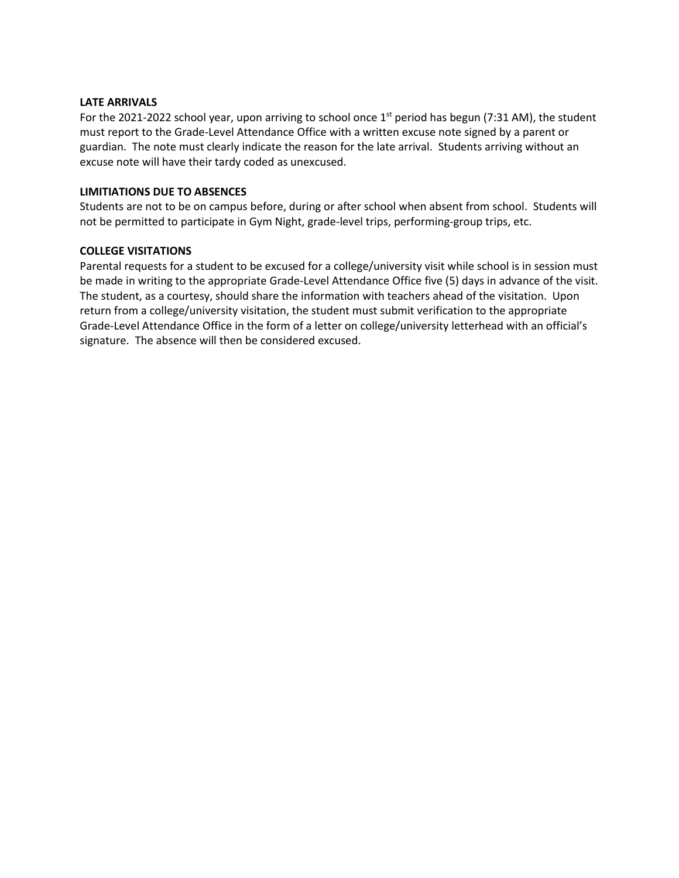**LATE ARRIVALS**

For the 2021-2022 school year, upon arriving to school once 1st period has begun (7:31 AM), the student must report to the Grade-Level Attendance Office with a written excuse note signed by a parent or guardian. The note must clearly indicate the reason for the late arrival. Students arriving without an excuse note will have their tardy coded as unexcused.

**LIMITIATIONS DUE TO ABSENCES**

Students are not to be on campus before, during or after school when absent from school. Students will not be permitted to participate in Gym Night, grade-level trips, performing-group trips, etc.

**COLLEGE VISITATIONS**

Parental requests for a student to be excused for a college/university visit while school is in session must be made in writing to the appropriate Grade-Level Attendance Office five (5) days in advance of the visit. The student, as a courtesy, should share the information with teachers ahead of the visitation. Upon return from a college/university visitation, the student must submit verification to the appropriate Grade-Level Attendance Office in the form of a letter on college/university letterhead with an official's signature. The absence will then be considered excused.